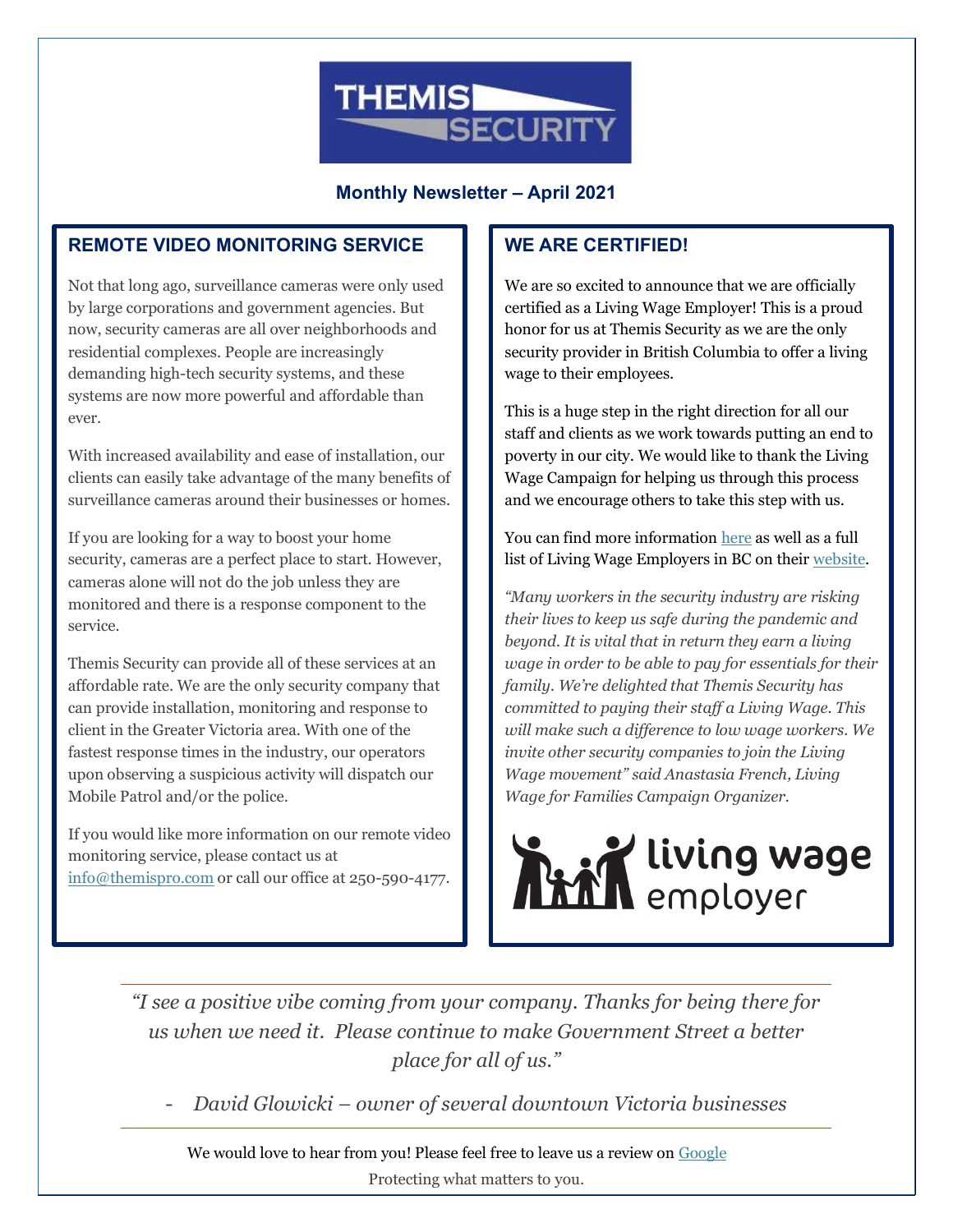# THEMIS SECURITY

**Monthly Newsletter – April 2021**

## REMOTE VIDEO MONITORING SERVICE

Not that long ago, surveillance cameras were only used by large corporations and government agencies. But now, security cameras are all over neighborhoods and residential complexes. People are increasingly demanding high-tech security systems, and these systems are now more powerful and affordable than ever.

With increased availability and ease of installation, our clients can easily take advantage of the many benefits of surveillance cameras around their businesses or homes.

If you are looking for a way to boost your home security, cameras are a perfect place to start. However, cameras alone will not do the job unless they are monitored and there is a response component to the service.

Themis Security can provide all of these services at an affordable rate. We are the only security company that can provide installation, monitoring and response to client in the Greater Victoria area. With one of the fastest response times in the industry, our operators upon observing a suspicious activity will dispatch our Mobile Patrol and/or the police.

If you would like more information on our remote video monitoring service, please contact us at info@themispro.com or call our office at 250-590-4177.

## WE ARE CERTIFIED!

We are so excited to announce that we are officially certified as a Living Wage Employer! This is a proud honor for us at Themis Security as we are the only security provider in British Columbia to offer a living wage to their employees.

This is a huge step in the right direction for all our staff and clients as we work towards putting an end to poverty in our city. We would like to thank the Living Wage Campaign for helping us through this process and we encourage others to take this step with us.

You can find more information here as well as a full list of Living Wage Employers in BC on their website.

*"Many workers in the security industry are risking their lives to keep us safe during the pandemic and beyond. It is vital that in return they earn a living wage in order to be able to pay for essentials for their family. We're delighted that Themis Security has committed to paying their staff a Living Wage. This will make such a difference to low wage workers. We invite other security companies to join the Living Wage movement" said Anastasia French, Living Wage for Families Campaign Organizer.*

living wage employer

---

*"I see a positive vibe coming from your company. Thanks for being there for us when we need it. Please continue to make Government Street a better place for all of us."*

*- David Glowicki – owner of several downtown Victoria businesses*

---

We would love to hear from you! Please feel free to leave us a review on Google

Protecting what matters to you.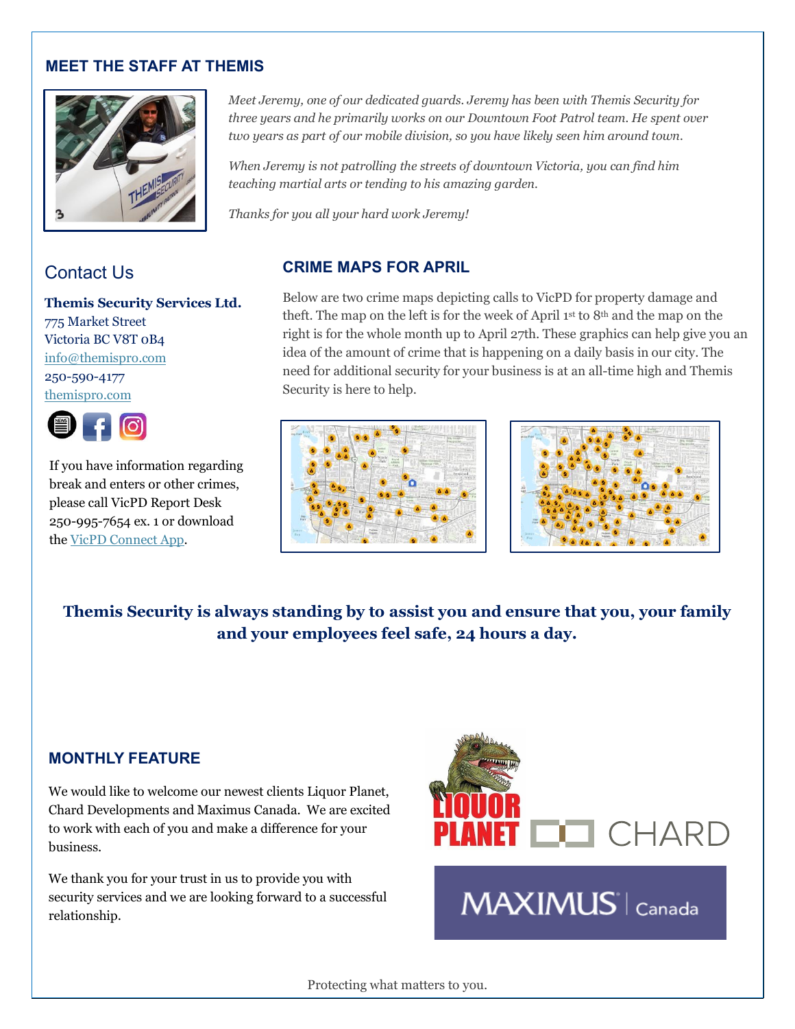## MEET THE STAFF AT THEMIS

*Meet Jeremy, one of our dedicated guards. Jeremy has been with Themis Security for three years and he primarily works on our Downtown Foot Patrol team. He spent over two years as part of our mobile division, so you have likely seen him around town.*

*When Jeremy is not patrolling the streets of downtown Victoria, you can find him teaching martial arts or tending to his amazing garden.*

*Thanks for you all your hard work Jeremy!*

## Contact Us

**Themis Security Services Ltd.**
775 Market Street
Victoria BC V8T 0B4
info@themispro.com
250-590-4177
themispro.com

If you have information regarding break and enters or other crimes, please call VicPD Report Desk 250-995-7654 ex. 1 or download the VicPD Connect App.

## CRIME MAPS FOR APRIL

Below are two crime maps depicting calls to VicPD for property damage and theft. The map on the left is for the week of April 1st to 8th and the map on the right is for the whole month up to April 27th. These graphics can help give you an idea of the amount of crime that is happening on a daily basis in our city. The need for additional security for your business is at an all-time high and Themis Security is here to help.

**Themis Security is always standing by to assist you and ensure that you, your family and your employees feel safe, 24 hours a day.**

## MONTHLY FEATURE

We would like to welcome our newest clients Liquor Planet, Chard Developments and Maximus Canada. We are excited to work with each of you and make a difference for your business.

We thank you for your trust in us to provide you with security services and we are looking forward to a successful relationship.

Protecting what matters to you.